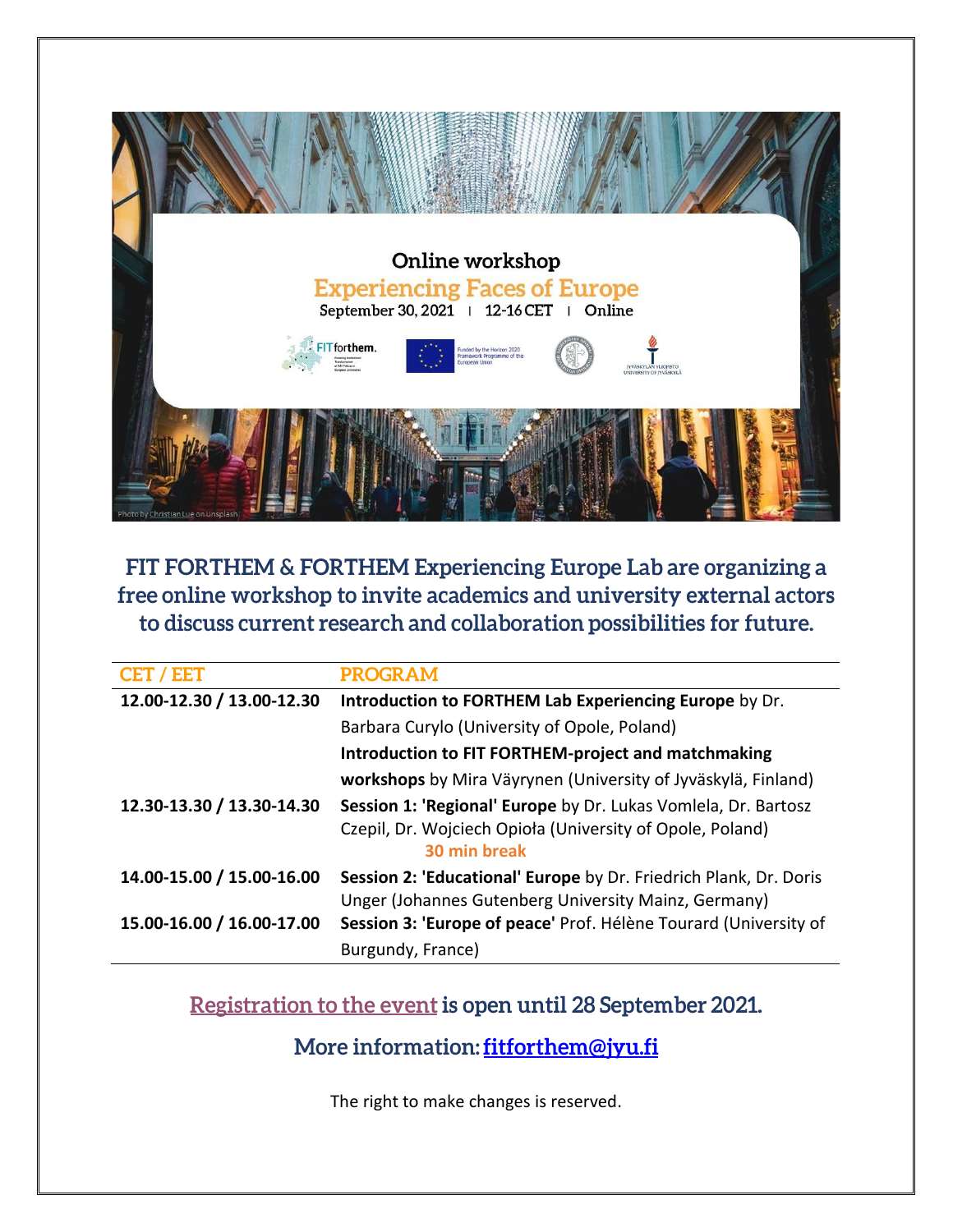# Online workshop

## Experiencing Faces of Europe

September 30, 2021 | 12-16 CET | Online

Photo by Christian Lue on Unsplash

**FIT FORTHEM & FORTHEM Experiencing Europe Lab are organizing a free online workshop to invite academics and university external actors to discuss current research and collaboration possibilities for future.**

| CET / EET | PROGRAM |
|---|---|
| **12.00-12.30 / 13.00-12.30** | **Introduction to FORTHEM Lab Experiencing Europe** by Dr. Barbara Curylo (University of Opole, Poland) |
| | **Introduction to FIT FORTHEM-project and matchmaking workshops** by Mira Väyrynen (University of Jyväskylä, Finland) |
| **12.30-13.30 / 13.30-14.30** | **Session 1: 'Regional' Europe** by Dr. Lukas Vomlela, Dr. Bartosz Czepil, Dr. Wojciech Opioła (University of Opole, Poland) |
| | **30 min break** |
| **14.00-15.00 / 15.00-16.00** | **Session 2: 'Educational' Europe** by Dr. Friedrich Plank, Dr. Doris Unger (Johannes Gutenberg University Mainz, Germany) |
| **15.00-16.00 / 16.00-17.00** | **Session 3: 'Europe of peace'** Prof. Hélène Tourard (University of Burgundy, France) |

**Registration to the event is open until 28 September 2021.**

**More information: fitforthem@jyu.fi**

The right to make changes is reserved.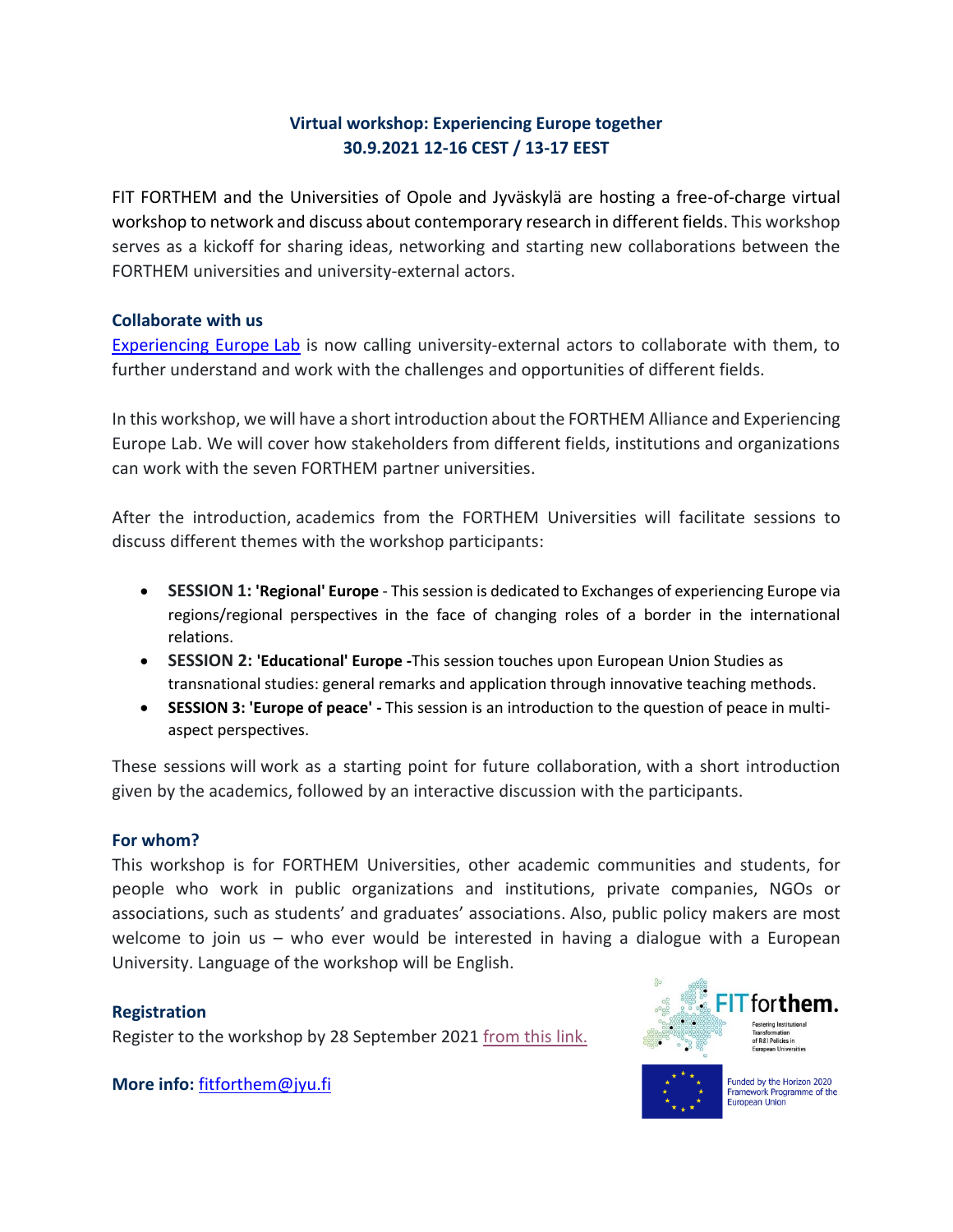**Virtual workshop: Experiencing Europe together**
**30.9.2021 12-16 CEST / 13-17 EEST**

FIT FORTHEM and the Universities of Opole and Jyväskylä are hosting a free-of-charge virtual workshop to network and discuss about contemporary research in different fields. This workshop serves as a kickoff for sharing ideas, networking and starting new collaborations between the FORTHEM universities and university-external actors.

### Collaborate with us

Experiencing Europe Lab is now calling university-external actors to collaborate with them, to further understand and work with the challenges and opportunities of different fields.

In this workshop, we will have a short introduction about the FORTHEM Alliance and Experiencing Europe Lab. We will cover how stakeholders from different fields, institutions and organizations can work with the seven FORTHEM partner universities.

After the introduction, academics from the FORTHEM Universities will facilitate sessions to discuss different themes with the workshop participants:

- **SESSION 1: 'Regional' Europe** - This session is dedicated to Exchanges of experiencing Europe via regions/regional perspectives in the face of changing roles of a border in the international relations.
- **SESSION 2: 'Educational' Europe -**This session touches upon European Union Studies as transnational studies: general remarks and application through innovative teaching methods.
- **SESSION 3: 'Europe of peace' -** This session is an introduction to the question of peace in multi-aspect perspectives.

These sessions will work as a starting point for future collaboration, with a short introduction given by the academics, followed by an interactive discussion with the participants.

### For whom?

This workshop is for FORTHEM Universities, other academic communities and students, for people who work in public organizations and institutions, private companies, NGOs or associations, such as students' and graduates' associations. Also, public policy makers are most welcome to join us – who ever would be interested in having a dialogue with a European University. Language of the workshop will be English.

### Registration

Register to the workshop by 28 September 2021 from this link.

**More info:** fitforthem@jyu.fi

FIT forthem.
Fostering Institutional Transformation of R&I Policies in European Universities

Funded by the Horizon 2020 Framework Programme of the European Union